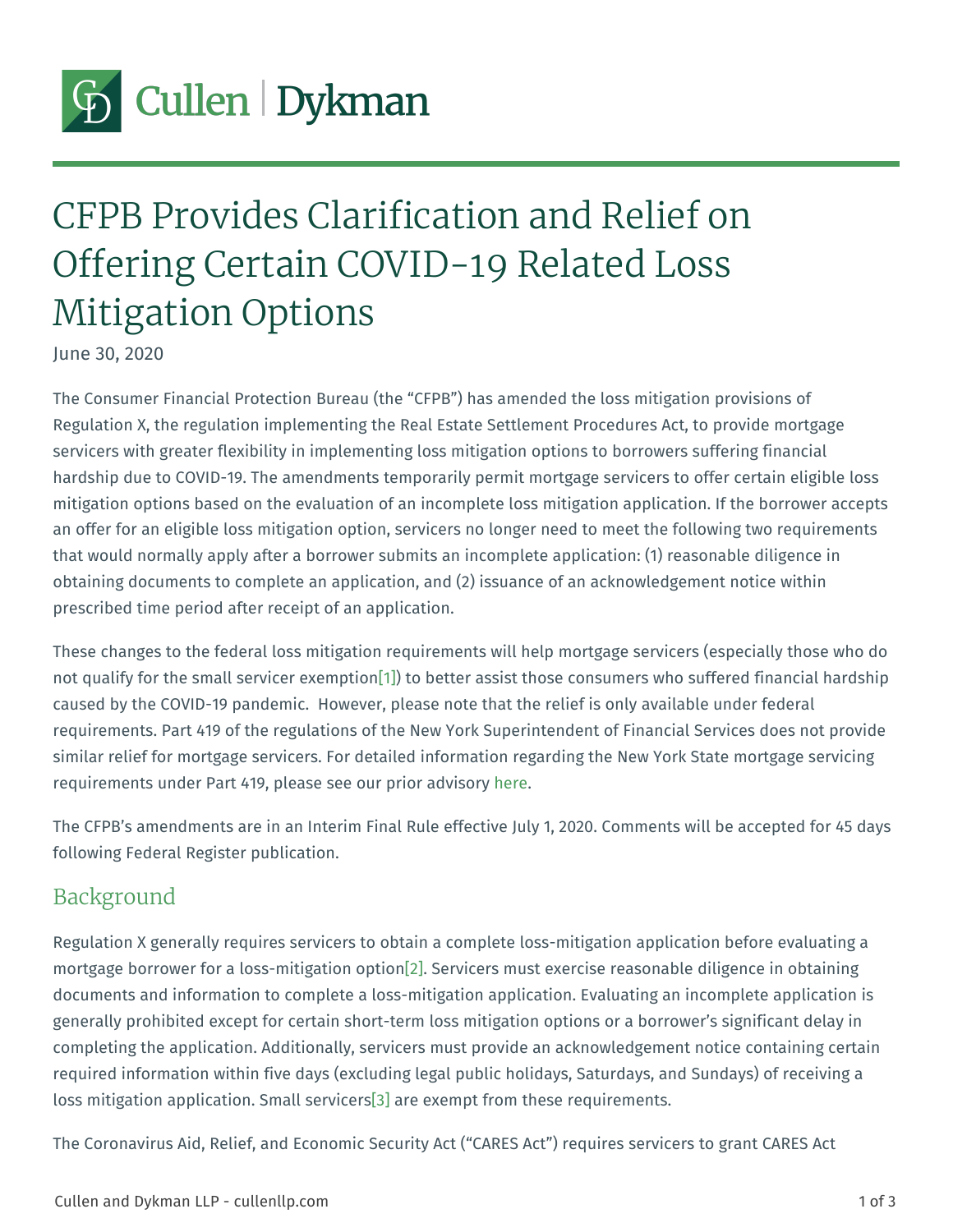Cullen | Dykman

# CFPB Provides Clarification and Relief on Offering Certain COVID-19 Related Loss Mitigation Options

June 30, 2020

The Consumer Financial Protection Bureau (the "CFPB") has amended the loss mitigation provisions of Regulation X, the regulation implementing the Real Estate Settlement Procedures Act, to provide mortgage servicers with greater flexibility in implementing loss mitigation options to borrowers suffering financial hardship due to COVID-19. The amendments temporarily permit mortgage servicers to offer certain eligible loss mitigation options based on the evaluation of an incomplete loss mitigation application. If the borrower accepts an offer for an eligible loss mitigation option, servicers no longer need to meet the following two requirements that would normally apply after a borrower submits an incomplete application: (1) reasonable diligence in obtaining documents to complete an application, and (2) issuance of an acknowledgement notice within prescribed time period after receipt of an application.

These changes to the federal loss mitigation requirements will help mortgage servicers (especially those who do not qualify for the small servicer exemption[1]) to better assist those consumers who suffered financial hardship caused by the COVID-19 pandemic. However, please note that the relief is only available under federal requirements. Part 419 of the regulations of the New York Superintendent of Financial Services does not provide similar relief for mortgage servicers. For detailed information regarding the New York State mortgage servicing requirements under Part 419, please see our prior advisory here.

The CFPB's amendments are in an Interim Final Rule effective July 1, 2020. Comments will be accepted for 45 days following Federal Register publication.

## Background

Regulation X generally requires servicers to obtain a complete loss-mitigation application before evaluating a mortgage borrower for a loss-mitigation option[2]. Servicers must exercise reasonable diligence in obtaining documents and information to complete a loss-mitigation application. Evaluating an incomplete application is generally prohibited except for certain short-term loss mitigation options or a borrower's significant delay in completing the application. Additionally, servicers must provide an acknowledgement notice containing certain required information within five days (excluding legal public holidays, Saturdays, and Sundays) of receiving a loss mitigation application. Small servicers[3] are exempt from these requirements.

The Coronavirus Aid, Relief, and Economic Security Act ("CARES Act") requires servicers to grant CARES Act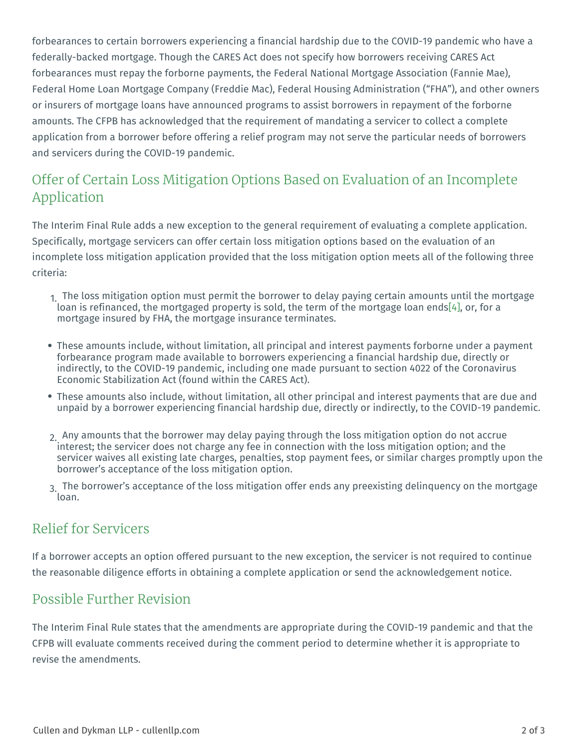forbearances to certain borrowers experiencing a financial hardship due to the COVID-19 pandemic who have a federally-backed mortgage. Though the CARES Act does not specify how borrowers receiving CARES Act forbearances must repay the forborne payments, the Federal National Mortgage Association (Fannie Mae), Federal Home Loan Mortgage Company (Freddie Mac), Federal Housing Administration ("FHA"), and other owners or insurers of mortgage loans have announced programs to assist borrowers in repayment of the forborne amounts. The CFPB has acknowledged that the requirement of mandating a servicer to collect a complete application from a borrower before offering a relief program may not serve the particular needs of borrowers and servicers during the COVID-19 pandemic.

## Offer of Certain Loss Mitigation Options Based on Evaluation of an Incomplete Application

The Interim Final Rule adds a new exception to the general requirement of evaluating a complete application. Specifically, mortgage servicers can offer certain loss mitigation options based on the evaluation of an incomplete loss mitigation application provided that the loss mitigation option meets all of the following three criteria:

1. The loss mitigation option must permit the borrower to delay paying certain amounts until the mortgage loan is refinanced, the mortgaged property is sold, the term of the mortgage loan ends[4], or, for a mortgage insured by FHA, the mortgage insurance terminates.

- These amounts include, without limitation, all principal and interest payments forborne under a payment forbearance program made available to borrowers experiencing a financial hardship due, directly or indirectly, to the COVID-19 pandemic, including one made pursuant to section 4022 of the Coronavirus Economic Stabilization Act (found within the CARES Act).
- These amounts also include, without limitation, all other principal and interest payments that are due and unpaid by a borrower experiencing financial hardship due, directly or indirectly, to the COVID-19 pandemic.

2. Any amounts that the borrower may delay paying through the loss mitigation option do not accrue interest; the servicer does not charge any fee in connection with the loss mitigation option; and the servicer waives all existing late charges, penalties, stop payment fees, or similar charges promptly upon the borrower's acceptance of the loss mitigation option.
3. The borrower's acceptance of the loss mitigation offer ends any preexisting delinquency on the mortgage loan.

## Relief for Servicers

If a borrower accepts an option offered pursuant to the new exception, the servicer is not required to continue the reasonable diligence efforts in obtaining a complete application or send the acknowledgement notice.

## Possible Further Revision

The Interim Final Rule states that the amendments are appropriate during the COVID-19 pandemic and that the CFPB will evaluate comments received during the comment period to determine whether it is appropriate to revise the amendments.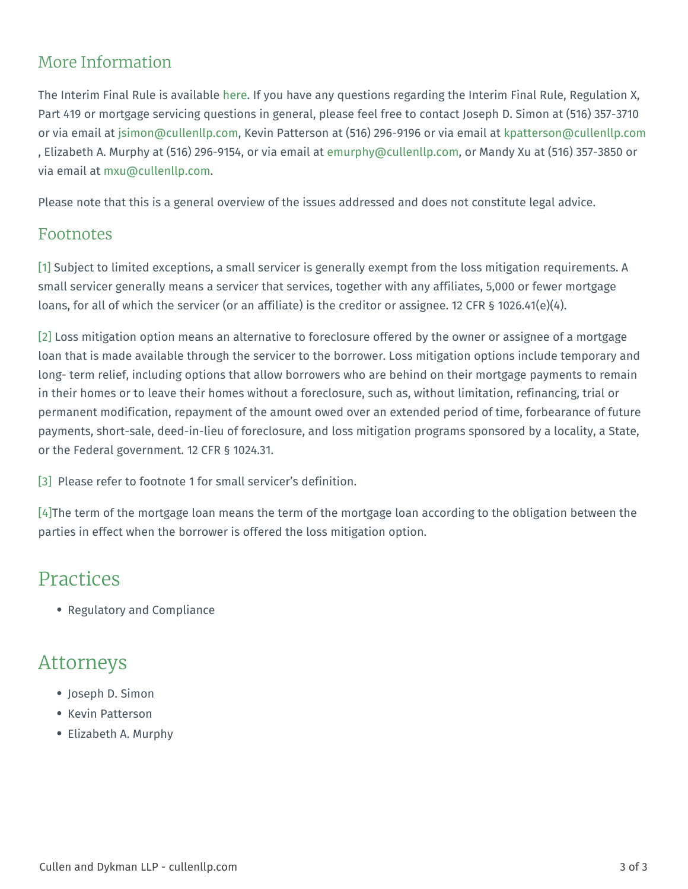## More Information

The Interim Final Rule is available here. If you have any questions regarding the Interim Final Rule, Regulation X, Part 419 or mortgage servicing questions in general, please feel free to contact Joseph D. Simon at (516) 357-3710 or via email at jsimon@cullenllp.com, Kevin Patterson at (516) 296-9196 or via email at kpatterson@cullenllp.com , Elizabeth A. Murphy at (516) 296-9154, or via email at emurphy@cullenllp.com, or Mandy Xu at (516) 357-3850 or via email at mxu@cullenllp.com.

Please note that this is a general overview of the issues addressed and does not constitute legal advice.

## Footnotes

[1] Subject to limited exceptions, a small servicer is generally exempt from the loss mitigation requirements. A small servicer generally means a servicer that services, together with any affiliates, 5,000 or fewer mortgage loans, for all of which the servicer (or an affiliate) is the creditor or assignee. 12 CFR § 1026.41(e)(4).

[2] Loss mitigation option means an alternative to foreclosure offered by the owner or assignee of a mortgage loan that is made available through the servicer to the borrower. Loss mitigation options include temporary and long- term relief, including options that allow borrowers who are behind on their mortgage payments to remain in their homes or to leave their homes without a foreclosure, such as, without limitation, refinancing, trial or permanent modification, repayment of the amount owed over an extended period of time, forbearance of future payments, short-sale, deed-in-lieu of foreclosure, and loss mitigation programs sponsored by a locality, a State, or the Federal government. 12 CFR § 1024.31.

[3] Please refer to footnote 1 for small servicer's definition.

[4]The term of the mortgage loan means the term of the mortgage loan according to the obligation between the parties in effect when the borrower is offered the loss mitigation option.

# Practices

- Regulatory and Compliance

# Attorneys

- Joseph D. Simon
- Kevin Patterson
- Elizabeth A. Murphy